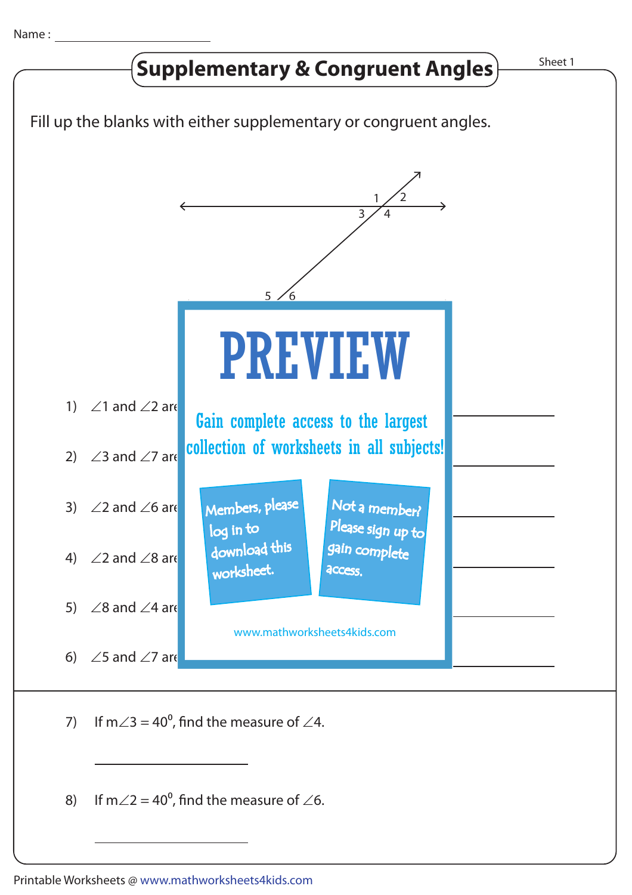Name : ____________________

# Supplementary & Congruent Angles

Sheet 1

Fill up the blanks with either supplementary or congruent angles.

1 2
3 4

5 6

PREVIEW

Gain complete access to the largest collection of worksheets in all subjects!

Members, please log in to download this worksheet.

Not a member? Please sign up to gain complete access.

www.mathworksheets4kids.com

1) $\angle 1$ and $\angle 2$ are ____________________

2) $\angle 3$ and $\angle 7$ are ____________________

3) $\angle 2$ and $\angle 6$ are ____________________

4) $\angle 2$ and $\angle 8$ are ____________________

5) $\angle 8$ and $\angle 4$ are ____________________

6) $\angle 5$ and $\angle 7$ are ____________________

7) If $m\angle 3 = 40^0$, find the measure of $\angle 4$.

____________________

8) If $m\angle 2 = 40^0$, find the measure of $\angle 6$.

____________________

Printable Worksheets @ www.mathworksheets4kids.com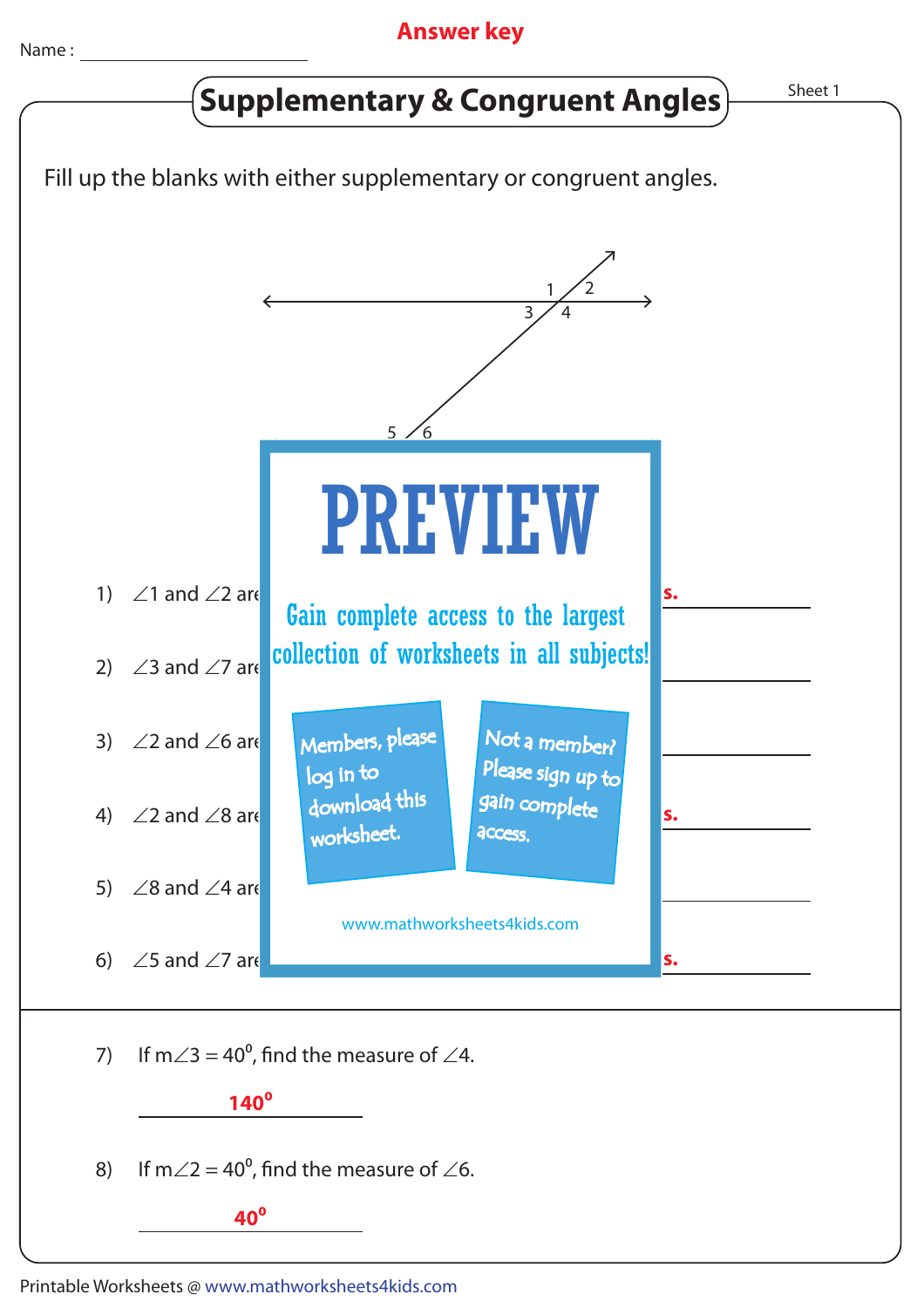**Answer key**

Name : ____________________

Sheet 1

# Supplementary & Congruent Angles

Fill up the blanks with either supplementary or congruent angles.

1 2
3 4
5 6

PREVIEW

Gain complete access to the largest collection of worksheets in all subjects!

Members, please log in to download this worksheet.

Not a member? Please sign up to gain complete access.

www.mathworksheets4kids.com

1) ∠1 and ∠2 are ... s.

2) ∠3 and ∠7 are ...

3) ∠2 and ∠6 are ...

4) ∠2 and ∠8 are ... s.

5) ∠8 and ∠4 are ...

6) ∠5 and ∠7 are ... s.

7) If m∠3 = $40^0$, find the measure of ∠4.

**$140^0$**

8) If m∠2 = $40^0$, find the measure of ∠6.

**$40^0$**